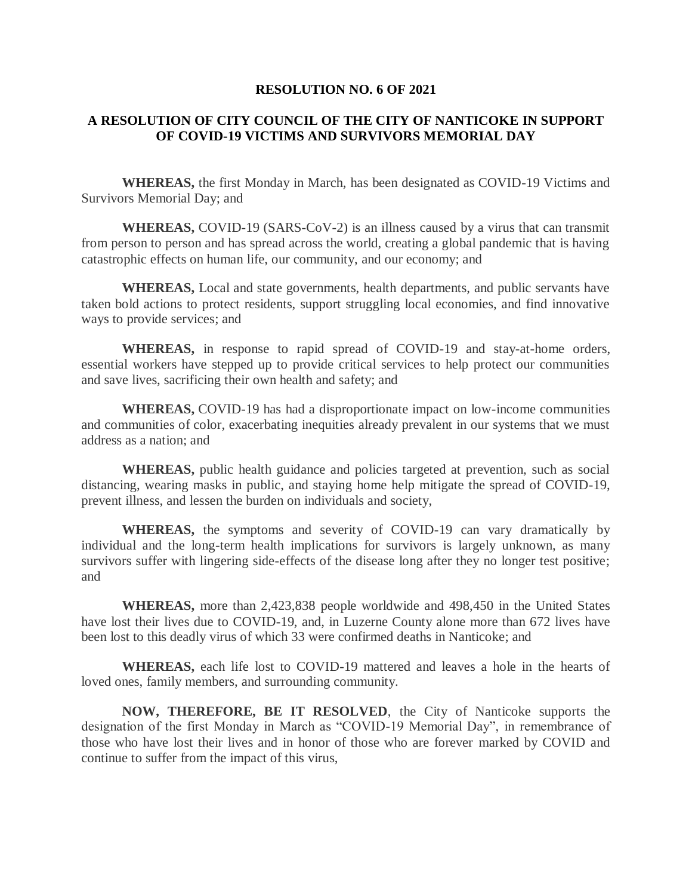**RESOLUTION NO. 6 OF 2021**

**A RESOLUTION OF CITY COUNCIL OF THE CITY OF NANTICOKE IN SUPPORT OF COVID-19 VICTIMS AND SURVIVORS MEMORIAL DAY**

**WHEREAS,** the first Monday in March, has been designated as COVID-19 Victims and Survivors Memorial Day; and

**WHEREAS,** COVID-19 (SARS-CoV-2) is an illness caused by a virus that can transmit from person to person and has spread across the world, creating a global pandemic that is having catastrophic effects on human life, our community, and our economy; and

**WHEREAS,** Local and state governments, health departments, and public servants have taken bold actions to protect residents, support struggling local economies, and find innovative ways to provide services; and

**WHEREAS,** in response to rapid spread of COVID-19 and stay-at-home orders, essential workers have stepped up to provide critical services to help protect our communities and save lives, sacrificing their own health and safety; and

**WHEREAS,** COVID-19 has had a disproportionate impact on low-income communities and communities of color, exacerbating inequities already prevalent in our systems that we must address as a nation; and

**WHEREAS,** public health guidance and policies targeted at prevention, such as social distancing, wearing masks in public, and staying home help mitigate the spread of COVID-19, prevent illness, and lessen the burden on individuals and society,

**WHEREAS,** the symptoms and severity of COVID-19 can vary dramatically by individual and the long-term health implications for survivors is largely unknown, as many survivors suffer with lingering side-effects of the disease long after they no longer test positive; and

**WHEREAS,** more than 2,423,838 people worldwide and 498,450 in the United States have lost their lives due to COVID-19, and, in Luzerne County alone more than 672 lives have been lost to this deadly virus of which 33 were confirmed deaths in Nanticoke; and

**WHEREAS,** each life lost to COVID-19 mattered and leaves a hole in the hearts of loved ones, family members, and surrounding community.

**NOW, THEREFORE, BE IT RESOLVED**, the City of Nanticoke supports the designation of the first Monday in March as "COVID-19 Memorial Day", in remembrance of those who have lost their lives and in honor of those who are forever marked by COVID and continue to suffer from the impact of this virus,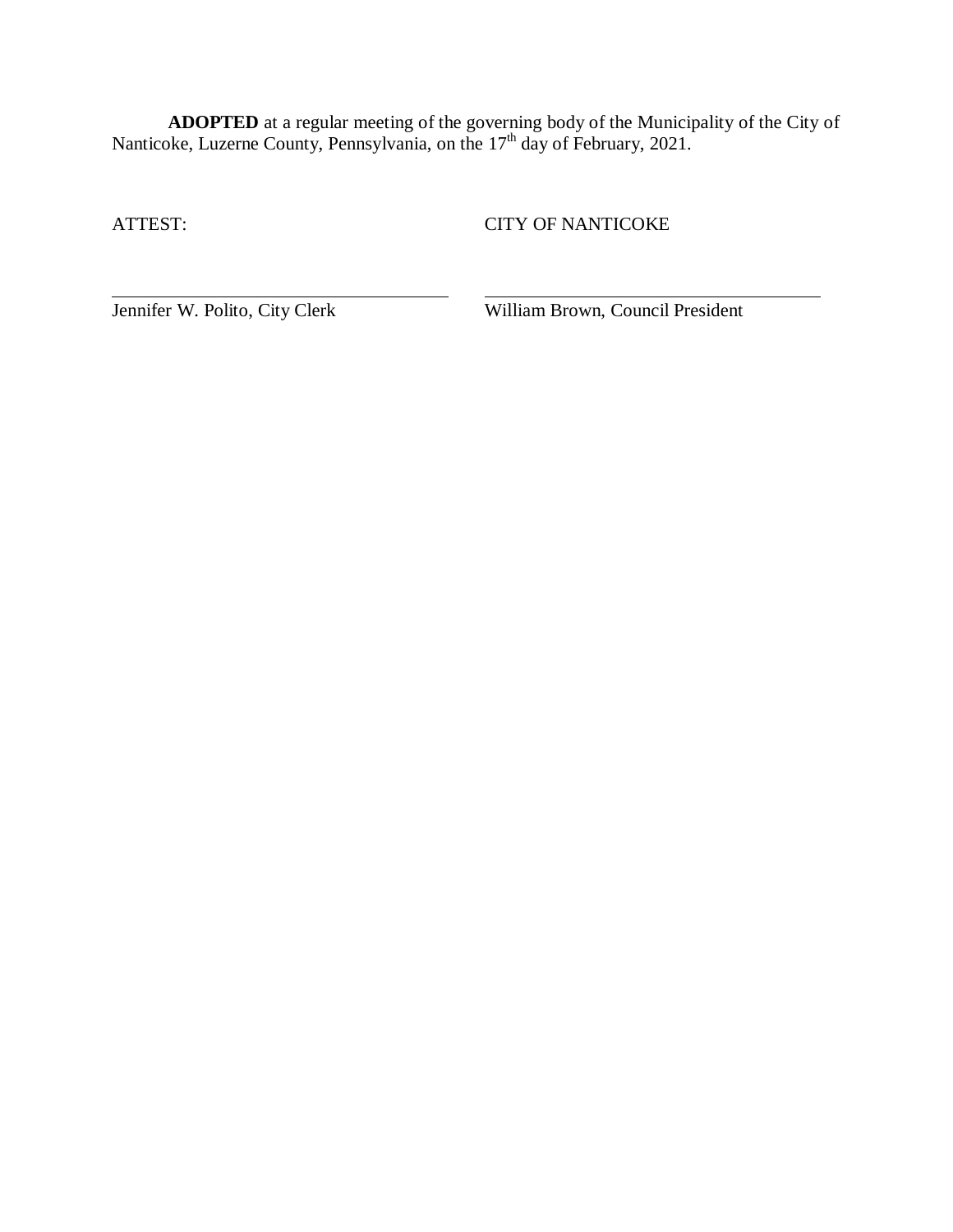**ADOPTED** at a regular meeting of the governing body of the Municipality of the City of Nanticoke, Luzerne County, Pennsylvania, on the 17th day of February, 2021.

| | |
|---|---|
| ATTEST: | CITY OF NANTICOKE |
| \_\_\_\_\_\_\_\_\_\_\_\_\_\_\_\_\_\_\_\_\_\_\_\_\_\_\_\_\_\_ | \_\_\_\_\_\_\_\_\_\_\_\_\_\_\_\_\_\_\_\_\_\_\_\_\_\_\_\_\_\_ |
| Jennifer W. Polito, City Clerk | William Brown, Council President |